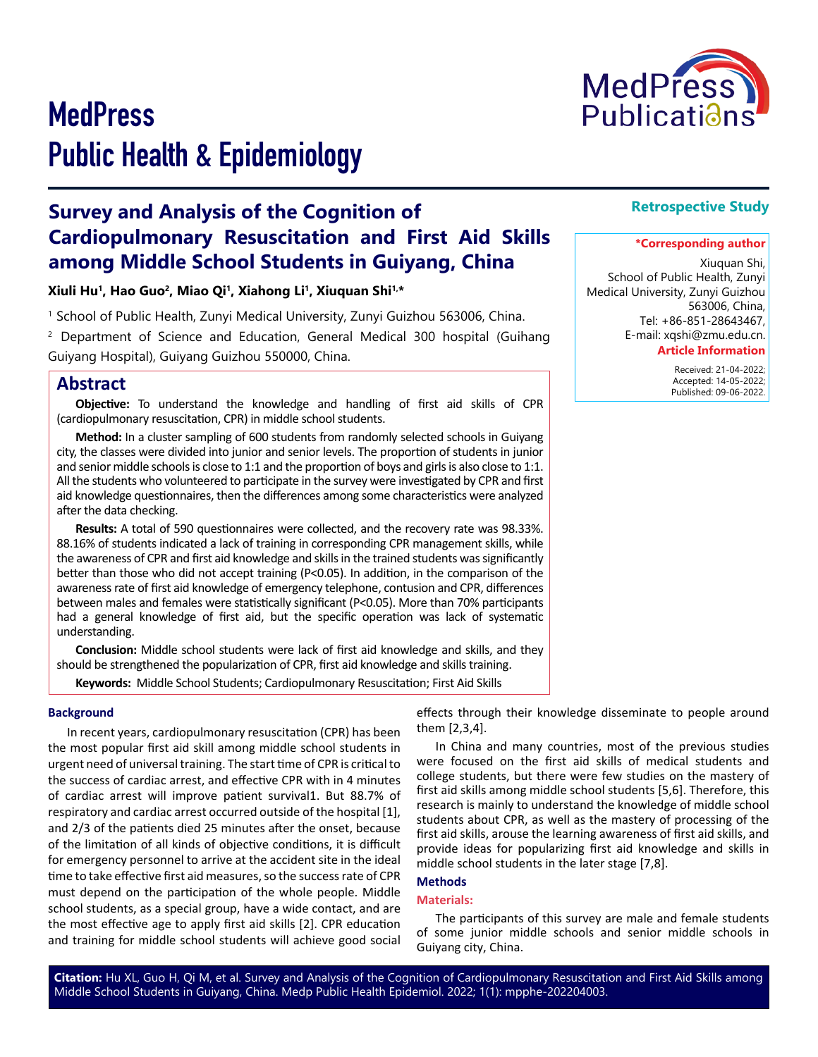# MedPress Public Health & Epidemiology

**Retrospective Study**

# Survey and Analysis of the Cognition of Cardiopulmonary Resuscitation and First Aid Skills among Middle School Students in Guiyang, China

**Xiuli Hu[1], Hao Guo[2], Miao Qi[1], Xiahong Li[1], Xiuquan Shi[1,*]**

[1] School of Public Health, Zunyi Medical University, Zunyi Guizhou 563006, China.

[2] Department of Science and Education, General Medical 300 hospital (Guihang Guiyang Hospital), Guiyang Guizhou 550000, China.

**\*Corresponding author**

Xiuquan Shi,
School of Public Health, Zunyi Medical University, Zunyi Guizhou 563006, China,
Tel: +86-851-28643467,
E-mail: xqshi@zmu.edu.cn.

**Article Information**

Received: 21-04-2022;
Accepted: 14-05-2022;
Published: 09-06-2022.

## Abstract

**Objective:** To understand the knowledge and handling of first aid skills of CPR (cardiopulmonary resuscitation, CPR) in middle school students.

**Method:** In a cluster sampling of 600 students from randomly selected schools in Guiyang city, the classes were divided into junior and senior levels. The proportion of students in junior and senior middle schools is close to 1:1 and the proportion of boys and girls is also close to 1:1. All the students who volunteered to participate in the survey were investigated by CPR and first aid knowledge questionnaires, then the differences among some characteristics were analyzed after the data checking.

**Results:** A total of 590 questionnaires were collected, and the recovery rate was 98.33%. 88.16% of students indicated a lack of training in corresponding CPR management skills, while the awareness of CPR and first aid knowledge and skills in the trained students was significantly better than those who did not accept training ($P<0.05$). In addition, in the comparison of the awareness rate of first aid knowledge of emergency telephone, contusion and CPR, differences between males and females were statistically significant ($P<0.05$). More than 70% participants had a general knowledge of first aid, but the specific operation was lack of systematic understanding.

**Conclusion:** Middle school students were lack of first aid knowledge and skills, and they should be strengthened the popularization of CPR, first aid knowledge and skills training.

**Keywords:** Middle School Students; Cardiopulmonary Resuscitation; First Aid Skills

### Background

In recent years, cardiopulmonary resuscitation (CPR) has been the most popular first aid skill among middle school students in urgent need of universal training. The start time of CPR is critical to the success of cardiac arrest, and effective CPR with in 4 minutes of cardiac arrest will improve patient survival1. But 88.7% of respiratory and cardiac arrest occurred outside of the hospital [1], and 2/3 of the patients died 25 minutes after the onset, because of the limitation of all kinds of objective conditions, it is difficult for emergency personnel to arrive at the accident site in the ideal time to take effective first aid measures, so the success rate of CPR must depend on the participation of the whole people. Middle school students, as a special group, have a wide contact, and are the most effective age to apply first aid skills [2]. CPR education and training for middle school students will achieve good social effects through their knowledge disseminate to people around them [2,3,4].

In China and many countries, most of the previous studies were focused on the first aid skills of medical students and college students, but there were few studies on the mastery of first aid skills among middle school students [5,6]. Therefore, this research is mainly to understand the knowledge of middle school students about CPR, as well as the mastery of processing of the first aid skills, arouse the learning awareness of first aid skills, and provide ideas for popularizing first aid knowledge and skills in middle school students in the later stage [7,8].

### Methods

#### Materials:

The participants of this survey are male and female students of some junior middle schools and senior middle schools in Guiyang city, China.

**Citation:** Hu XL, Guo H, Qi M, et al. Survey and Analysis of the Cognition of Cardiopulmonary Resuscitation and First Aid Skills among Middle School Students in Guiyang, China. Medp Public Health Epidemiol. 2022; 1(1): mpphe-202204003.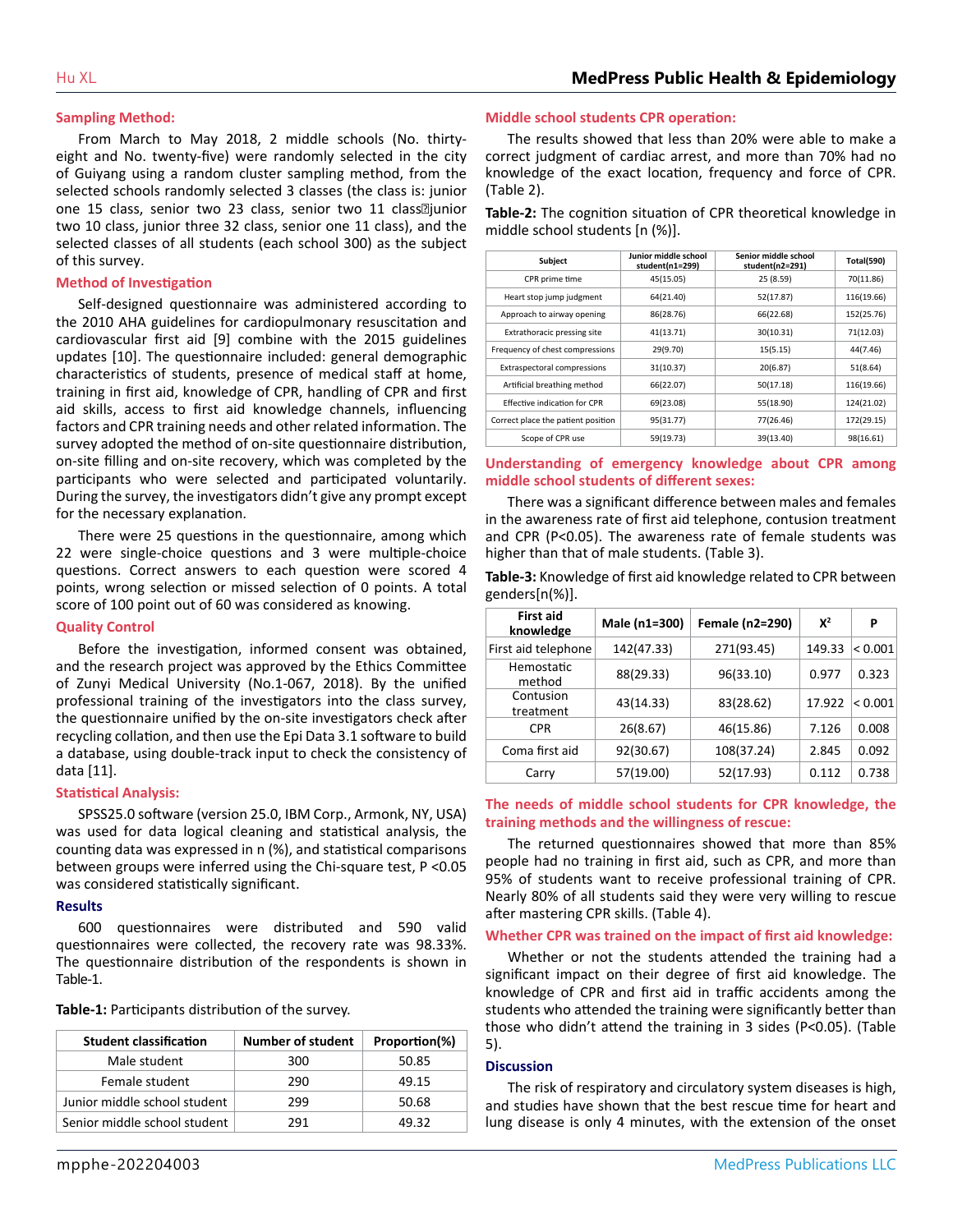### Sampling Method:

From March to May 2018, 2 middle schools (No. thirty-eight and No. twenty-five) were randomly selected in the city of Guiyang using a random cluster sampling method, from the selected schools randomly selected 3 classes (the class is: junior one 15 class, senior two 23 class, senior two 11 class junior two 10 class, junior three 32 class, senior one 11 class), and the selected classes of all students (each school 300) as the subject of this survey.

### Method of Investigation

Self-designed questionnaire was administered according to the 2010 AHA guidelines for cardiopulmonary resuscitation and cardiovascular first aid [9] combine with the 2015 guidelines updates [10]. The questionnaire included: general demographic characteristics of students, presence of medical staff at home, training in first aid, knowledge of CPR, handling of CPR and first aid skills, access to first aid knowledge channels, influencing factors and CPR training needs and other related information. The survey adopted the method of on-site questionnaire distribution, on-site filling and on-site recovery, which was completed by the participants who were selected and participated voluntarily. During the survey, the investigators didn't give any prompt except for the necessary explanation.

There were 25 questions in the questionnaire, among which 22 were single-choice questions and 3 were multiple-choice questions. Correct answers to each question were scored 4 points, wrong selection or missed selection of 0 points. A total score of 100 point out of 60 was considered as knowing.

### Quality Control

Before the investigation, informed consent was obtained, and the research project was approved by the Ethics Committee of Zunyi Medical University (No.1-067, 2018). By the unified professional training of the investigators into the class survey, the questionnaire unified by the on-site investigators check after recycling collation, and then use the Epi Data 3.1 software to build a database, using double-track input to check the consistency of data [11].

### Statistical Analysis:

SPSS25.0 software (version 25.0, IBM Corp., Armonk, NY, USA) was used for data logical cleaning and statistical analysis, the counting data was expressed in n (%), and statistical comparisons between groups were inferred using the Chi-square test, $P < 0.05$ was considered statistically significant.

## Results

600 questionnaires were distributed and 590 valid questionnaires were collected, the recovery rate was 98.33%. The questionnaire distribution of the respondents is shown in Table-1.

**Table-1:** Participants distribution of the survey.

| Student classification | Number of student | Proportion(%) |
|---|---|---|
| Male student | 300 | 50.85 |
| Female student | 290 | 49.15 |
| Junior middle school student | 299 | 50.68 |
| Senior middle school student | 291 | 49.32 |

### Middle school students CPR operation:

The results showed that less than 20% were able to make a correct judgment of cardiac arrest, and more than 70% had no knowledge of the exact location, frequency and force of CPR. (Table 2).

**Table-2:** The cognition situation of CPR theoretical knowledge in middle school students [n (%)].

| Subject | Junior middle school student(n1=299) | Senior middle school student(n2=291) | Total(590) |
|---|---|---|---|
| CPR prime time | 45(15.05) | 25 (8.59) | 70(11.86) |
| Heart stop jump judgment | 64(21.40) | 52(17.87) | 116(19.66) |
| Approach to airway opening | 86(28.76) | 66(22.68) | 152(25.76) |
| Extrathoracic pressing site | 41(13.71) | 30(10.31) | 71(12.03) |
| Frequency of chest compressions | 29(9.70) | 15(5.15) | 44(7.46) |
| Extraspectoral compressions | 31(10.37) | 20(6.87) | 51(8.64) |
| Artificial breathing method | 66(22.07) | 50(17.18) | 116(19.66) |
| Effective indication for CPR | 69(23.08) | 55(18.90) | 124(21.02) |
| Correct place the patient position | 95(31.77) | 77(26.46) | 172(29.15) |
| Scope of CPR use | 59(19.73) | 39(13.40) | 98(16.61) |

### Understanding of emergency knowledge about CPR among middle school students of different sexes:

There was a significant difference between males and females in the awareness rate of first aid telephone, contusion treatment and CPR ($P<0.05$). The awareness rate of female students was higher than that of male students. (Table 3).

**Table-3:** Knowledge of first aid knowledge related to CPR between genders[n(%)].

| First aid knowledge | Male (n1=300) | Female (n2=290) | $X^2$ | P |
|---|---|---|---|---|
| First aid telephone | 142(47.33) | 271(93.45) | 149.33 | < 0.001 |
| Hemostatic method | 88(29.33) | 96(33.10) | 0.977 | 0.323 |
| Contusion treatment | 43(14.33) | 83(28.62) | 17.922 | < 0.001 |
| CPR | 26(8.67) | 46(15.86) | 7.126 | 0.008 |
| Coma first aid | 92(30.67) | 108(37.24) | 2.845 | 0.092 |
| Carry | 57(19.00) | 52(17.93) | 0.112 | 0.738 |

### The needs of middle school students for CPR knowledge, the training methods and the willingness of rescue:

The returned questionnaires showed that more than 85% people had no training in first aid, such as CPR, and more than 95% of students want to receive professional training of CPR. Nearly 80% of all students said they were very willing to rescue after mastering CPR skills. (Table 4).

### Whether CPR was trained on the impact of first aid knowledge:

Whether or not the students attended the training had a significant impact on their degree of first aid knowledge. The knowledge of CPR and first aid in traffic accidents among the students who attended the training were significantly better than those who didn't attend the training in 3 sides ($P<0.05$). (Table 5).

## Discussion

The risk of respiratory and circulatory system diseases is high, and studies have shown that the best rescue time for heart and lung disease is only 4 minutes, with the extension of the onset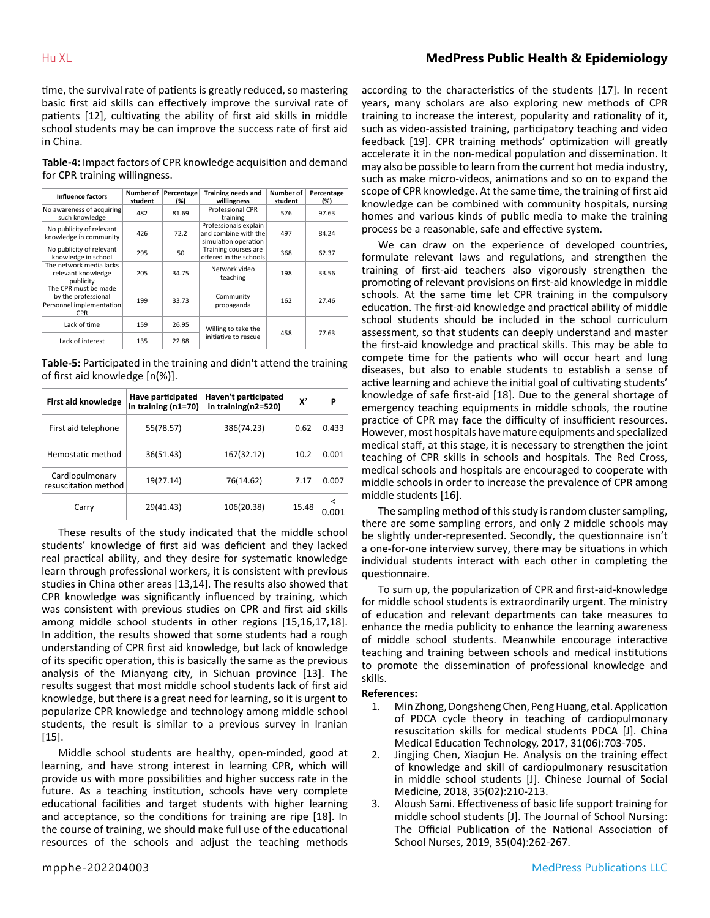time, the survival rate of patients is greatly reduced, so mastering basic first aid skills can effectively improve the survival rate of patients [12], cultivating the ability of first aid skills in middle school students may be can improve the success rate of first aid in China.

**Table-4:** Impact factors of CPR knowledge acquisition and demand for CPR training willingness.

| Influence factors | Number of student | Percentage (%) | Training needs and willingness | Number of student | Percentage (%) |
|---|---|---|---|---|---|
| No awareness of acquiring such knowledge | 482 | 81.69 | Professional CPR training | 576 | 97.63 |
| No publicity of relevant knowledge in community | 426 | 72.2 | Professionals explain and combine with the simulation operation | 497 | 84.24 |
| No publicity of relevant knowledge in school | 295 | 50 | Training courses are offered in the schools | 368 | 62.37 |
| The network media lacks relevant knowledge publicity | 205 | 34.75 | Network video teaching | 198 | 33.56 |
| The CPR must be made by the professional Personnel implementation CPR | 199 | 33.73 | Community propaganda | 162 | 27.46 |
| Lack of time | 159 | 26.95 | Willing to take the initiative to rescue | 458 | 77.63 |
| Lack of interest | 135 | 22.88 | | | |

**Table-5:** Participated in the training and didn't attend the training of first aid knowledge [n(%)].

| First aid knowledge | Have participated in training (n1=70) | Haven't participated in training(n2=520) | $X^2$ | P |
|---|---|---|---|---|
| First aid telephone | 55(78.57) | 386(74.23) | 0.62 | 0.433 |
| Hemostatic method | 36(51.43) | 167(32.12) | 10.2 | 0.001 |
| Cardiopulmonary resuscitation method | 19(27.14) | 76(14.62) | 7.17 | 0.007 |
| Carry | 29(41.43) | 106(20.38) | 15.48 | < 0.001 |

These results of the study indicated that the middle school students' knowledge of first aid was deficient and they lacked real practical ability, and they desire for systematic knowledge learn through professional workers, it is consistent with previous studies in China other areas [13,14]. The results also showed that CPR knowledge was significantly influenced by training, which was consistent with previous studies on CPR and first aid skills among middle school students in other regions [15,16,17,18]. In addition, the results showed that some students had a rough understanding of CPR first aid knowledge, but lack of knowledge of its specific operation, this is basically the same as the previous analysis of the Mianyang city, in Sichuan province [13]. The results suggest that most middle school students lack of first aid knowledge, but there is a great need for learning, so it is urgent to popularize CPR knowledge and technology among middle school students, the result is similar to a previous survey in Iranian [15].

Middle school students are healthy, open-minded, good at learning, and have strong interest in learning CPR, which will provide us with more possibilities and higher success rate in the future. As a teaching institution, schools have very complete educational facilities and target students with higher learning and acceptance, so the conditions for training are ripe [18]. In the course of training, we should make full use of the educational resources of the schools and adjust the teaching methods according to the characteristics of the students [17]. In recent years, many scholars are also exploring new methods of CPR training to increase the interest, popularity and rationality of it, such as video-assisted training, participatory teaching and video feedback [19]. CPR training methods' optimization will greatly accelerate it in the non-medical population and dissemination. It may also be possible to learn from the current hot media industry, such as make micro-videos, animations and so on to expand the scope of CPR knowledge. At the same time, the training of first aid knowledge can be combined with community hospitals, nursing homes and various kinds of public media to make the training process be a reasonable, safe and effective system.

We can draw on the experience of developed countries, formulate relevant laws and regulations, and strengthen the training of first-aid teachers also vigorously strengthen the promoting of relevant provisions on first-aid knowledge in middle schools. At the same time let CPR training in the compulsory education. The first-aid knowledge and practical ability of middle school students should be included in the school curriculum assessment, so that students can deeply understand and master the first-aid knowledge and practical skills. This may be able to compete time for the patients who will occur heart and lung diseases, but also to enable students to establish a sense of active learning and achieve the initial goal of cultivating students' knowledge of safe first-aid [18]. Due to the general shortage of emergency teaching equipments in middle schools, the routine practice of CPR may face the difficulty of insufficient resources. However, most hospitals have mature equipments and specialized medical staff, at this stage, it is necessary to strengthen the joint teaching of CPR skills in schools and hospitals. The Red Cross, medical schools and hospitals are encouraged to cooperate with middle schools in order to increase the prevalence of CPR among middle students [16].

The sampling method of this study is random cluster sampling, there are some sampling errors, and only 2 middle schools may be slightly under-represented. Secondly, the questionnaire isn't a one-for-one interview survey, there may be situations in which individual students interact with each other in completing the questionnaire.

To sum up, the popularization of CPR and first-aid-knowledge for middle school students is extraordinarily urgent. The ministry of education and relevant departments can take measures to enhance the media publicity to enhance the learning awareness of middle school students. Meanwhile encourage interactive teaching and training between schools and medical institutions to promote the dissemination of professional knowledge and skills.

**References:**

1. Min Zhong, Dongsheng Chen, Peng Huang, et al. Application of PDCA cycle theory in teaching of cardiopulmonary resuscitation skills for medical students PDCA [J]. China Medical Education Technology, 2017, 31(06):703-705.
2. Jingjing Chen, Xiaojun He. Analysis on the training effect of knowledge and skill of cardiopulmonary resuscitation in middle school students [J]. Chinese Journal of Social Medicine, 2018, 35(02):210-213.
3. Aloush Sami. Effectiveness of basic life support training for middle school students [J]. The Journal of School Nursing: The Official Publication of the National Association of School Nurses, 2019, 35(04):262-267.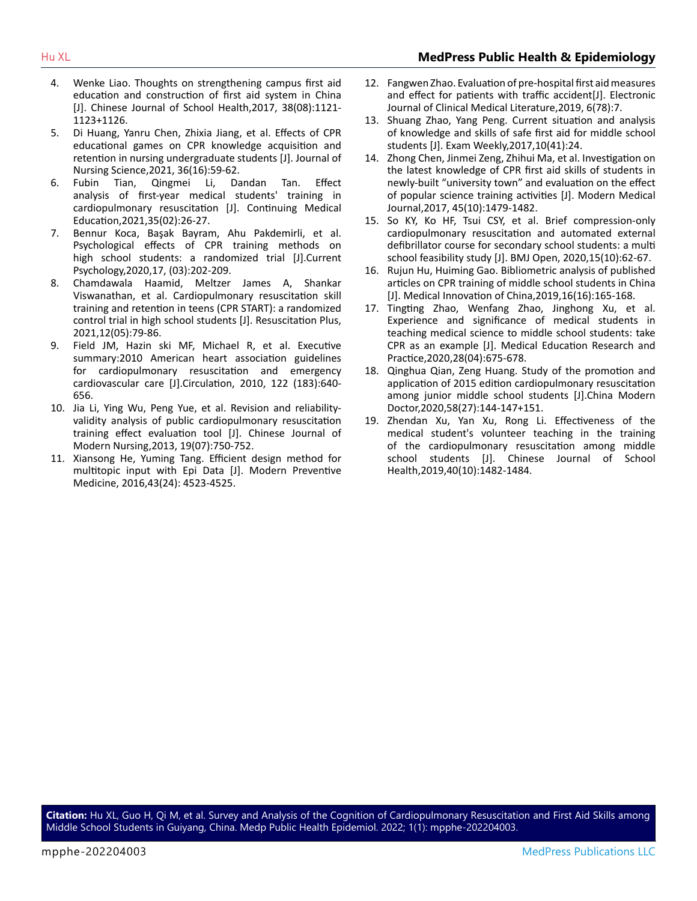4. Wenke Liao. Thoughts on strengthening campus first aid education and construction of first aid system in China [J]. Chinese Journal of School Health,2017, 38(08):1121-1123+1126.
5. Di Huang, Yanru Chen, Zhixia Jiang, et al. Effects of CPR educational games on CPR knowledge acquisition and retention in nursing undergraduate students [J]. Journal of Nursing Science,2021, 36(16):59-62.
6. Fubin Tian, Qingmei Li, Dandan Tan. Effect analysis of first-year medical students' training in cardiopulmonary resuscitation [J]. Continuing Medical Education,2021,35(02):26-27.
7. Bennur Koca, Başak Bayram, Ahu Pakdemirli, et al. Psychological effects of CPR training methods on high school students: a randomized trial [J].Current Psychology,2020,17, (03):202-209.
8. Chamdawala Haamid, Meltzer James A, Shankar Viswanathan, et al. Cardiopulmonary resuscitation skill training and retention in teens (CPR START): a randomized control trial in high school students [J]. Resuscitation Plus, 2021,12(05):79-86.
9. Field JM, Hazin ski MF, Michael R, et al. Executive summary:2010 American heart association guidelines for cardiopulmonary resuscitation and emergency cardiovascular care [J].Circulation, 2010, 122 (183):640-656.
10. Jia Li, Ying Wu, Peng Yue, et al. Revision and reliability-validity analysis of public cardiopulmonary resuscitation training effect evaluation tool [J]. Chinese Journal of Modern Nursing,2013, 19(07):750-752.
11. Xiansong He, Yuming Tang. Efficient design method for multitopic input with Epi Data [J]. Modern Preventive Medicine, 2016,43(24): 4523-4525.
12. Fangwen Zhao. Evaluation of pre-hospital first aid measures and effect for patients with traffic accident[J]. Electronic Journal of Clinical Medical Literature,2019, 6(78):7.
13. Shuang Zhao, Yang Peng. Current situation and analysis of knowledge and skills of safe first aid for middle school students [J]. Exam Weekly,2017,10(41):24.
14. Zhong Chen, Jinmei Zeng, Zhihui Ma, et al. Investigation on the latest knowledge of CPR first aid skills of students in newly-built "university town" and evaluation on the effect of popular science training activities [J]. Modern Medical Journal,2017, 45(10):1479-1482.
15. So KY, Ko HF, Tsui CSY, et al. Brief compression-only cardiopulmonary resuscitation and automated external defibrillator course for secondary school students: a multi school feasibility study [J]. BMJ Open, 2020,15(10):62-67.
16. Rujun Hu, Huiming Gao. Bibliometric analysis of published articles on CPR training of middle school students in China [J]. Medical Innovation of China,2019,16(16):165-168.
17. Tingting Zhao, Wenfang Zhao, Jinghong Xu, et al. Experience and significance of medical students in teaching medical science to middle school students: take CPR as an example [J]. Medical Education Research and Practice,2020,28(04):675-678.
18. Qinghua Qian, Zeng Huang. Study of the promotion and application of 2015 edition cardiopulmonary resuscitation among junior middle school students [J].China Modern Doctor,2020,58(27):144-147+151.
19. Zhendan Xu, Yan Xu, Rong Li. Effectiveness of the medical student's volunteer teaching in the training of the cardiopulmonary resuscitation among middle school students [J]. Chinese Journal of School Health,2019,40(10):1482-1484.

**Citation:** Hu XL, Guo H, Qi M, et al. Survey and Analysis of the Cognition of Cardiopulmonary Resuscitation and First Aid Skills among Middle School Students in Guiyang, China. Medp Public Health Epidemiol. 2022; 1(1): mpphe-202204003.